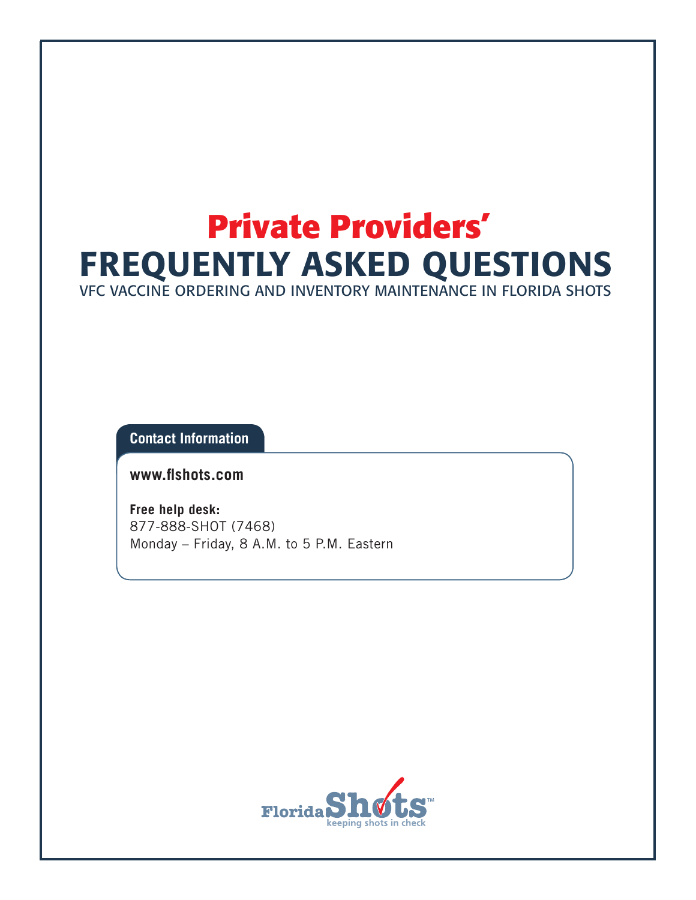# Private Providers'
# FREQUENTLY ASKED QUESTIONS
## VFC VACCINE ORDERING AND INVENTORY MAINTENANCE IN FLORIDA SHOTS

**Contact Information**

**www.flshots.com**

**Free help desk:**
877-888-SHOT (7468)
Monday – Friday, 8 A.M. to 5 P.M. Eastern

Florida Shots™
keeping shots in check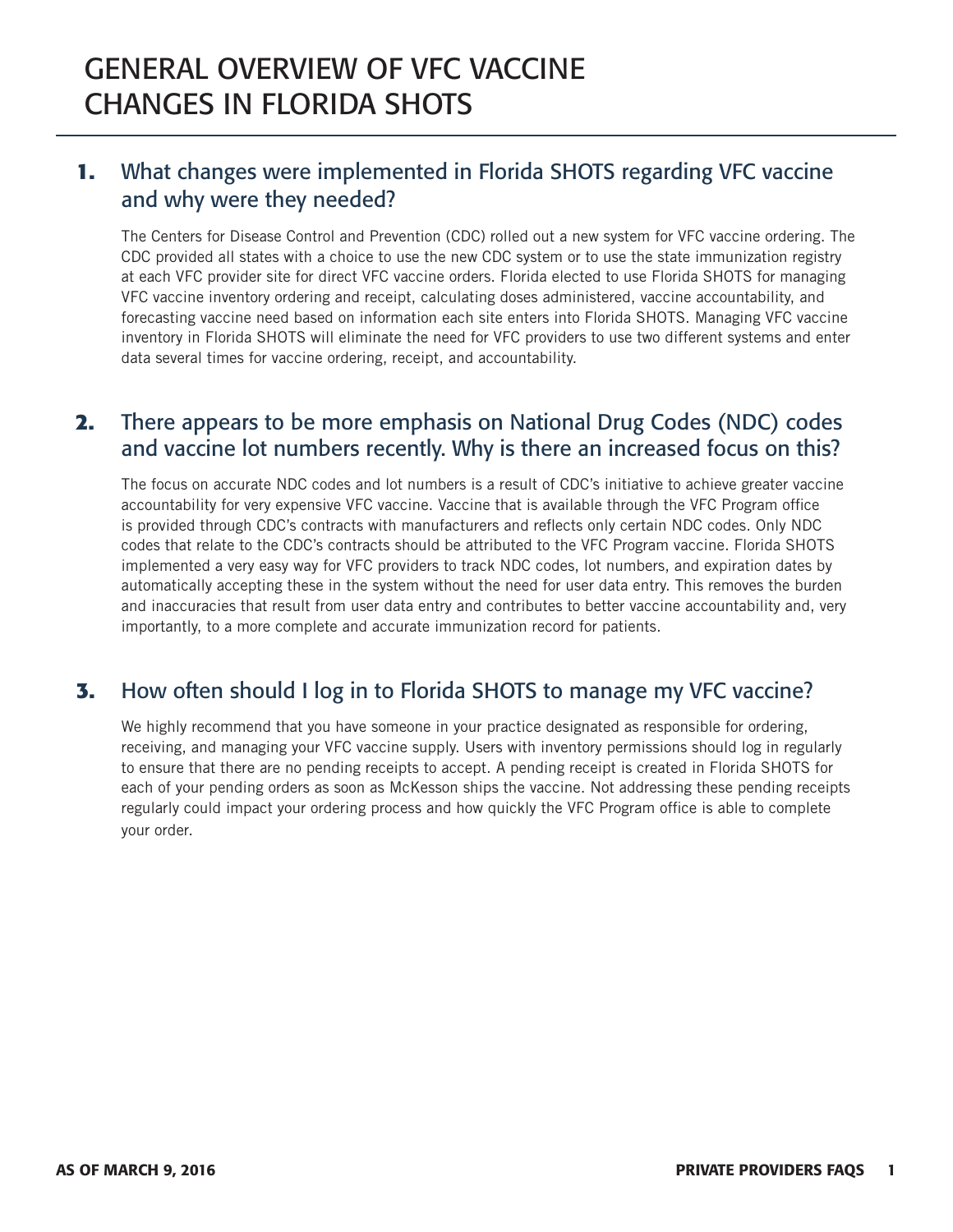# GENERAL OVERVIEW OF VFC VACCINE CHANGES IN FLORIDA SHOTS

## 1. What changes were implemented in Florida SHOTS regarding VFC vaccine and why were they needed?

The Centers for Disease Control and Prevention (CDC) rolled out a new system for VFC vaccine ordering. The CDC provided all states with a choice to use the new CDC system or to use the state immunization registry at each VFC provider site for direct VFC vaccine orders. Florida elected to use Florida SHOTS for managing VFC vaccine inventory ordering and receipt, calculating doses administered, vaccine accountability, and forecasting vaccine need based on information each site enters into Florida SHOTS. Managing VFC vaccine inventory in Florida SHOTS will eliminate the need for VFC providers to use two different systems and enter data several times for vaccine ordering, receipt, and accountability.

## 2. There appears to be more emphasis on National Drug Codes (NDC) codes and vaccine lot numbers recently. Why is there an increased focus on this?

The focus on accurate NDC codes and lot numbers is a result of CDC's initiative to achieve greater vaccine accountability for very expensive VFC vaccine. Vaccine that is available through the VFC Program office is provided through CDC's contracts with manufacturers and reflects only certain NDC codes. Only NDC codes that relate to the CDC's contracts should be attributed to the VFC Program vaccine. Florida SHOTS implemented a very easy way for VFC providers to track NDC codes, lot numbers, and expiration dates by automatically accepting these in the system without the need for user data entry. This removes the burden and inaccuracies that result from user data entry and contributes to better vaccine accountability and, very importantly, to a more complete and accurate immunization record for patients.

## 3. How often should I log in to Florida SHOTS to manage my VFC vaccine?

We highly recommend that you have someone in your practice designated as responsible for ordering, receiving, and managing your VFC vaccine supply. Users with inventory permissions should log in regularly to ensure that there are no pending receipts to accept. A pending receipt is created in Florida SHOTS for each of your pending orders as soon as McKesson ships the vaccine. Not addressing these pending receipts regularly could impact your ordering process and how quickly the VFC Program office is able to complete your order.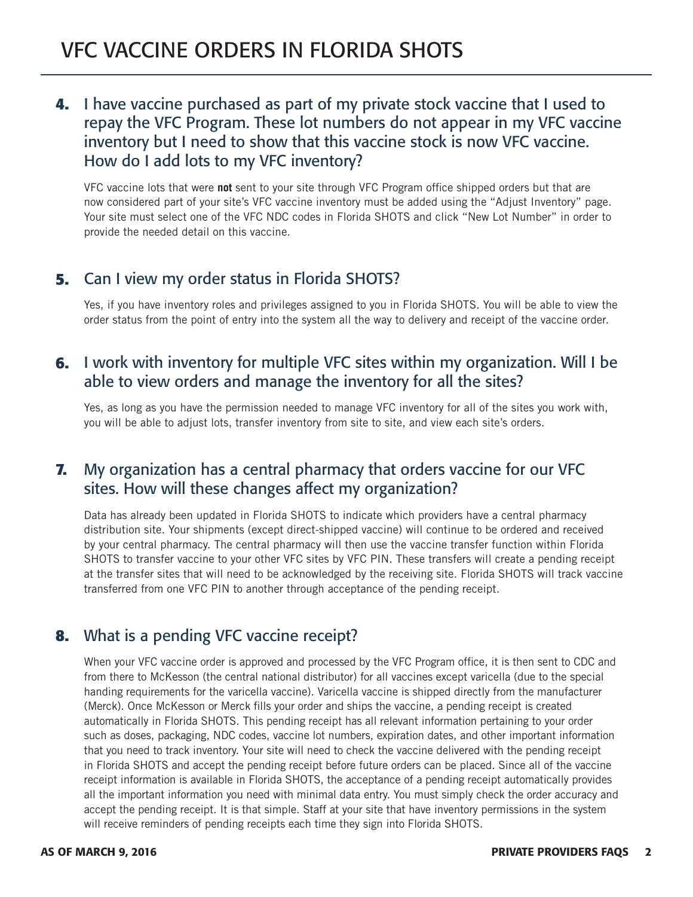# VFC VACCINE ORDERS IN FLORIDA SHOTS

## 4. I have vaccine purchased as part of my private stock vaccine that I used to repay the VFC Program. These lot numbers do not appear in my VFC vaccine inventory but I need to show that this vaccine stock is now VFC vaccine. How do I add lots to my VFC inventory?

VFC vaccine lots that were **not** sent to your site through VFC Program office shipped orders but that are now considered part of your site's VFC vaccine inventory must be added using the "Adjust Inventory" page. Your site must select one of the VFC NDC codes in Florida SHOTS and click "New Lot Number" in order to provide the needed detail on this vaccine.

## 5. Can I view my order status in Florida SHOTS?

Yes, if you have inventory roles and privileges assigned to you in Florida SHOTS. You will be able to view the order status from the point of entry into the system all the way to delivery and receipt of the vaccine order.

## 6. I work with inventory for multiple VFC sites within my organization. Will I be able to view orders and manage the inventory for all the sites?

Yes, as long as you have the permission needed to manage VFC inventory for all of the sites you work with, you will be able to adjust lots, transfer inventory from site to site, and view each site's orders.

## 7. My organization has a central pharmacy that orders vaccine for our VFC sites. How will these changes affect my organization?

Data has already been updated in Florida SHOTS to indicate which providers have a central pharmacy distribution site. Your shipments (except direct-shipped vaccine) will continue to be ordered and received by your central pharmacy. The central pharmacy will then use the vaccine transfer function within Florida SHOTS to transfer vaccine to your other VFC sites by VFC PIN. These transfers will create a pending receipt at the transfer sites that will need to be acknowledged by the receiving site. Florida SHOTS will track vaccine transferred from one VFC PIN to another through acceptance of the pending receipt.

## 8. What is a pending VFC vaccine receipt?

When your VFC vaccine order is approved and processed by the VFC Program office, it is then sent to CDC and from there to McKesson (the central national distributor) for all vaccines except varicella (due to the special handing requirements for the varicella vaccine). Varicella vaccine is shipped directly from the manufacturer (Merck). Once McKesson or Merck fills your order and ships the vaccine, a pending receipt is created automatically in Florida SHOTS. This pending receipt has all relevant information pertaining to your order such as doses, packaging, NDC codes, vaccine lot numbers, expiration dates, and other important information that you need to track inventory. Your site will need to check the vaccine delivered with the pending receipt in Florida SHOTS and accept the pending receipt before future orders can be placed. Since all of the vaccine receipt information is available in Florida SHOTS, the acceptance of a pending receipt automatically provides all the important information you need with minimal data entry. You must simply check the order accuracy and accept the pending receipt. It is that simple. Staff at your site that have inventory permissions in the system will receive reminders of pending receipts each time they sign into Florida SHOTS.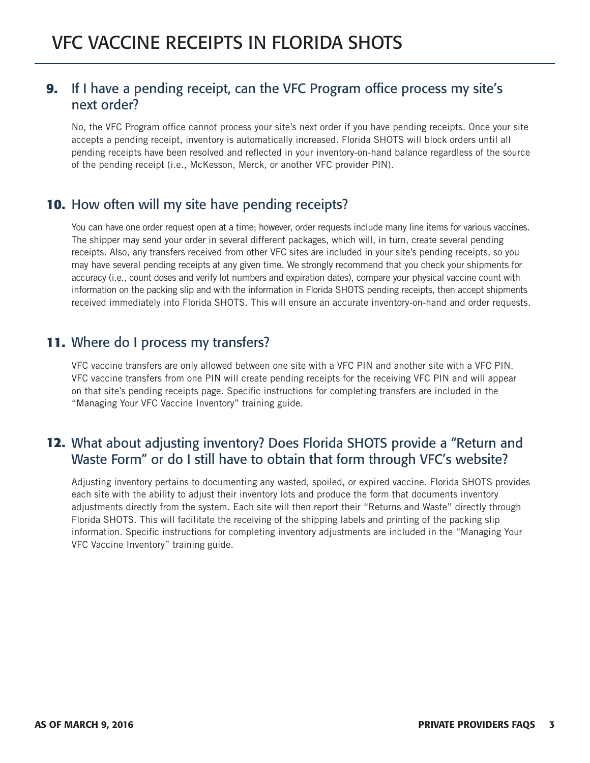# VFC VACCINE RECEIPTS IN FLORIDA SHOTS

## 9. If I have a pending receipt, can the VFC Program office process my site's next order?

No, the VFC Program office cannot process your site's next order if you have pending receipts. Once your site accepts a pending receipt, inventory is automatically increased. Florida SHOTS will block orders until all pending receipts have been resolved and reflected in your inventory-on-hand balance regardless of the source of the pending receipt (i.e., McKesson, Merck, or another VFC provider PIN).

## 10. How often will my site have pending receipts?

You can have one order request open at a time; however, order requests include many line items for various vaccines. The shipper may send your order in several different packages, which will, in turn, create several pending receipts. Also, any transfers received from other VFC sites are included in your site's pending receipts, so you may have several pending receipts at any given time. We strongly recommend that you check your shipments for accuracy (i.e., count doses and verify lot numbers and expiration dates), compare your physical vaccine count with information on the packing slip and with the information in Florida SHOTS pending receipts, then accept shipments received immediately into Florida SHOTS. This will ensure an accurate inventory-on-hand and order requests.

## 11. Where do I process my transfers?

VFC vaccine transfers are only allowed between one site with a VFC PIN and another site with a VFC PIN. VFC vaccine transfers from one PIN will create pending receipts for the receiving VFC PIN and will appear on that site's pending receipts page. Specific instructions for completing transfers are included in the "Managing Your VFC Vaccine Inventory" training guide.

## 12. What about adjusting inventory? Does Florida SHOTS provide a "Return and Waste Form" or do I still have to obtain that form through VFC's website?

Adjusting inventory pertains to documenting any wasted, spoiled, or expired vaccine. Florida SHOTS provides each site with the ability to adjust their inventory lots and produce the form that documents inventory adjustments directly from the system. Each site will then report their "Returns and Waste" directly through Florida SHOTS. This will facilitate the receiving of the shipping labels and printing of the packing slip information. Specific instructions for completing inventory adjustments are included in the "Managing Your VFC Vaccine Inventory" training guide.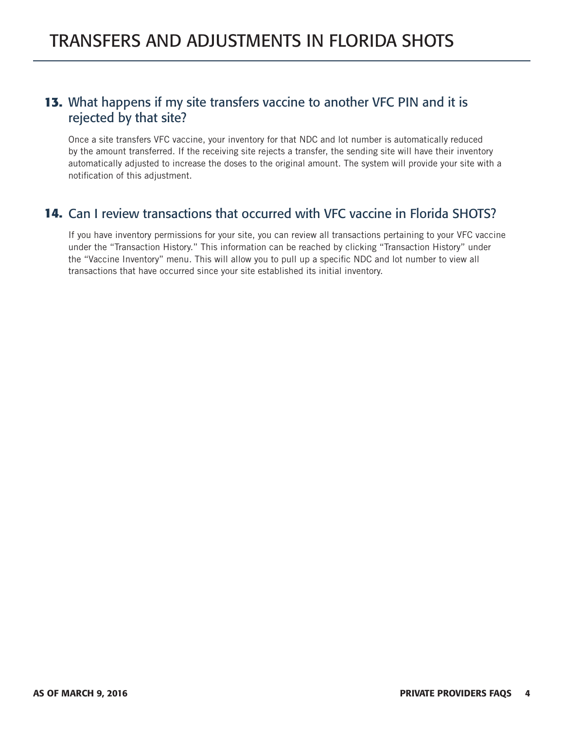# TRANSFERS AND ADJUSTMENTS IN FLORIDA SHOTS

## 13. What happens if my site transfers vaccine to another VFC PIN and it is rejected by that site?

Once a site transfers VFC vaccine, your inventory for that NDC and lot number is automatically reduced by the amount transferred. If the receiving site rejects a transfer, the sending site will have their inventory automatically adjusted to increase the doses to the original amount. The system will provide your site with a notification of this adjustment.

## 14. Can I review transactions that occurred with VFC vaccine in Florida SHOTS?

If you have inventory permissions for your site, you can review all transactions pertaining to your VFC vaccine under the "Transaction History." This information can be reached by clicking "Transaction History" under the "Vaccine Inventory" menu. This will allow you to pull up a specific NDC and lot number to view all transactions that have occurred since your site established its initial inventory.